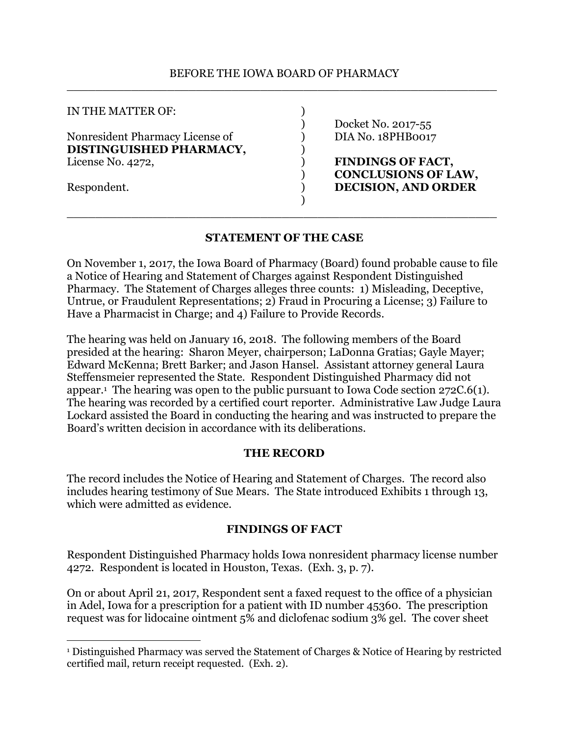BEFORE THE IOWA BOARD OF PHARMACY

| IN THE MATTER OF: | |
|---|---|
| Nonresident Pharmacy License of **DISTINGUISHED PHARMACY,** License No. 4272, | Docket No. 2017-55 DIA No. 18PHB0017 |
| Respondent. | **FINDINGS OF FACT, CONCLUSIONS OF LAW, DECISION, AND ORDER** |

## STATEMENT OF THE CASE

On November 1, 2017, the Iowa Board of Pharmacy (Board) found probable cause to file a Notice of Hearing and Statement of Charges against Respondent Distinguished Pharmacy. The Statement of Charges alleges three counts: 1) Misleading, Deceptive, Untrue, or Fraudulent Representations; 2) Fraud in Procuring a License; 3) Failure to Have a Pharmacist in Charge; and 4) Failure to Provide Records.

The hearing was held on January 16, 2018. The following members of the Board presided at the hearing: Sharon Meyer, chairperson; LaDonna Gratias; Gayle Mayer; Edward McKenna; Brett Barker; and Jason Hansel. Assistant attorney general Laura Steffensmeier represented the State. Respondent Distinguished Pharmacy did not appear.[1] The hearing was open to the public pursuant to Iowa Code section 272C.6(1). The hearing was recorded by a certified court reporter. Administrative Law Judge Laura Lockard assisted the Board in conducting the hearing and was instructed to prepare the Board's written decision in accordance with its deliberations.

## THE RECORD

The record includes the Notice of Hearing and Statement of Charges. The record also includes hearing testimony of Sue Mears. The State introduced Exhibits 1 through 13, which were admitted as evidence.

## FINDINGS OF FACT

Respondent Distinguished Pharmacy holds Iowa nonresident pharmacy license number 4272. Respondent is located in Houston, Texas. (Exh. 3, p. 7).

On or about April 21, 2017, Respondent sent a faxed request to the office of a physician in Adel, Iowa for a prescription for a patient with ID number 45360. The prescription request was for lidocaine ointment 5% and diclofenac sodium 3% gel. The cover sheet

[1] Distinguished Pharmacy was served the Statement of Charges & Notice of Hearing by restricted certified mail, return receipt requested. (Exh. 2).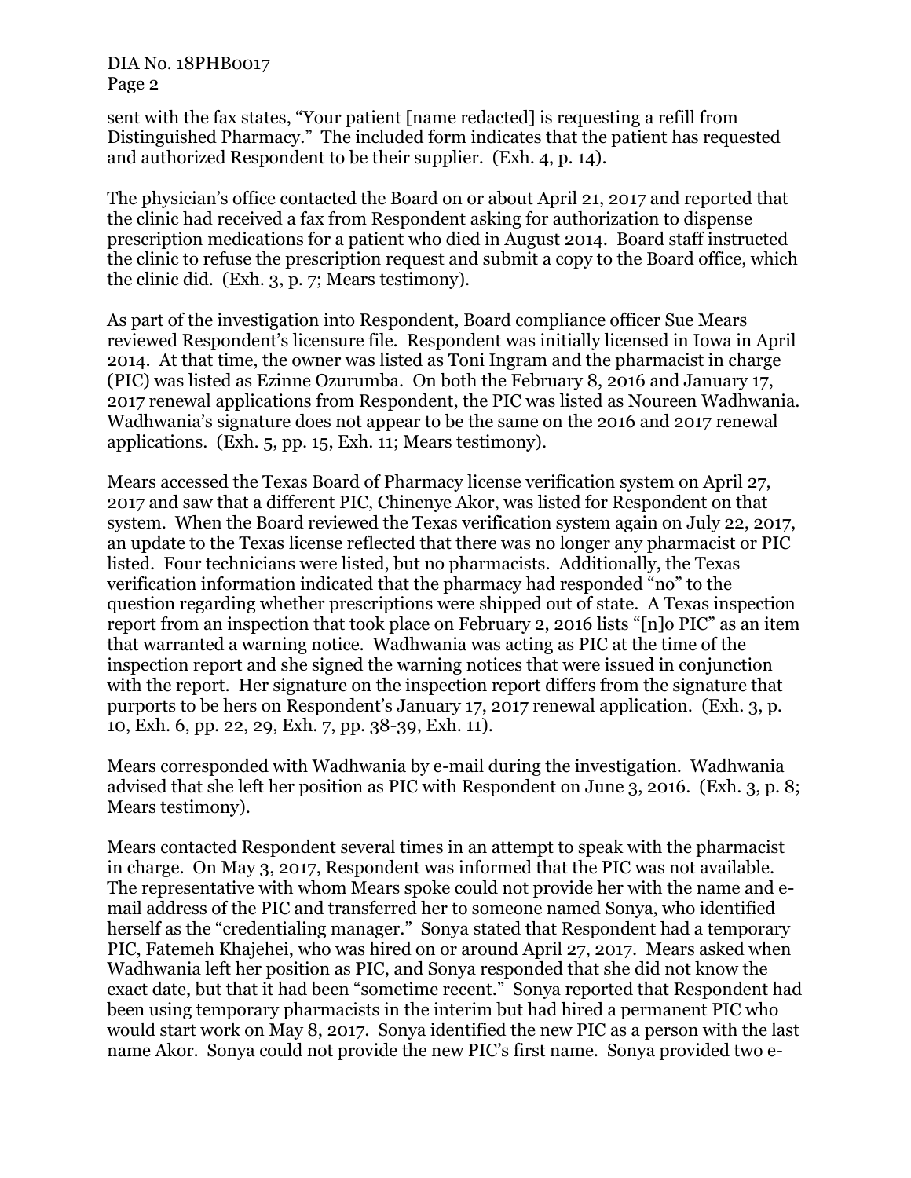sent with the fax states, “Your patient [name redacted] is requesting a refill from Distinguished Pharmacy.” The included form indicates that the patient has requested and authorized Respondent to be their supplier. (Exh. 4, p. 14).

The physician’s office contacted the Board on or about April 21, 2017 and reported that the clinic had received a fax from Respondent asking for authorization to dispense prescription medications for a patient who died in August 2014. Board staff instructed the clinic to refuse the prescription request and submit a copy to the Board office, which the clinic did. (Exh. 3, p. 7; Mears testimony).

As part of the investigation into Respondent, Board compliance officer Sue Mears reviewed Respondent’s licensure file. Respondent was initially licensed in Iowa in April 2014. At that time, the owner was listed as Toni Ingram and the pharmacist in charge (PIC) was listed as Ezinne Ozurumba. On both the February 8, 2016 and January 17, 2017 renewal applications from Respondent, the PIC was listed as Noureen Wadhwania. Wadhwania’s signature does not appear to be the same on the 2016 and 2017 renewal applications. (Exh. 5, pp. 15, Exh. 11; Mears testimony).

Mears accessed the Texas Board of Pharmacy license verification system on April 27, 2017 and saw that a different PIC, Chinenye Akor, was listed for Respondent on that system. When the Board reviewed the Texas verification system again on July 22, 2017, an update to the Texas license reflected that there was no longer any pharmacist or PIC listed. Four technicians were listed, but no pharmacists. Additionally, the Texas verification information indicated that the pharmacy had responded “no” to the question regarding whether prescriptions were shipped out of state. A Texas inspection report from an inspection that took place on February 2, 2016 lists “[n]o PIC” as an item that warranted a warning notice. Wadhwania was acting as PIC at the time of the inspection report and she signed the warning notices that were issued in conjunction with the report. Her signature on the inspection report differs from the signature that purports to be hers on Respondent’s January 17, 2017 renewal application. (Exh. 3, p. 10, Exh. 6, pp. 22, 29, Exh. 7, pp. 38-39, Exh. 11).

Mears corresponded with Wadhwania by e-mail during the investigation. Wadhwania advised that she left her position as PIC with Respondent on June 3, 2016. (Exh. 3, p. 8; Mears testimony).

Mears contacted Respondent several times in an attempt to speak with the pharmacist in charge. On May 3, 2017, Respondent was informed that the PIC was not available. The representative with whom Mears spoke could not provide her with the name and e-mail address of the PIC and transferred her to someone named Sonya, who identified herself as the “credentialing manager.” Sonya stated that Respondent had a temporary PIC, Fatemeh Khajehei, who was hired on or around April 27, 2017. Mears asked when Wadhwania left her position as PIC, and Sonya responded that she did not know the exact date, but that it had been “sometime recent.” Sonya reported that Respondent had been using temporary pharmacists in the interim but had hired a permanent PIC who would start work on May 8, 2017. Sonya identified the new PIC as a person with the last name Akor. Sonya could not provide the new PIC’s first name. Sonya provided two e-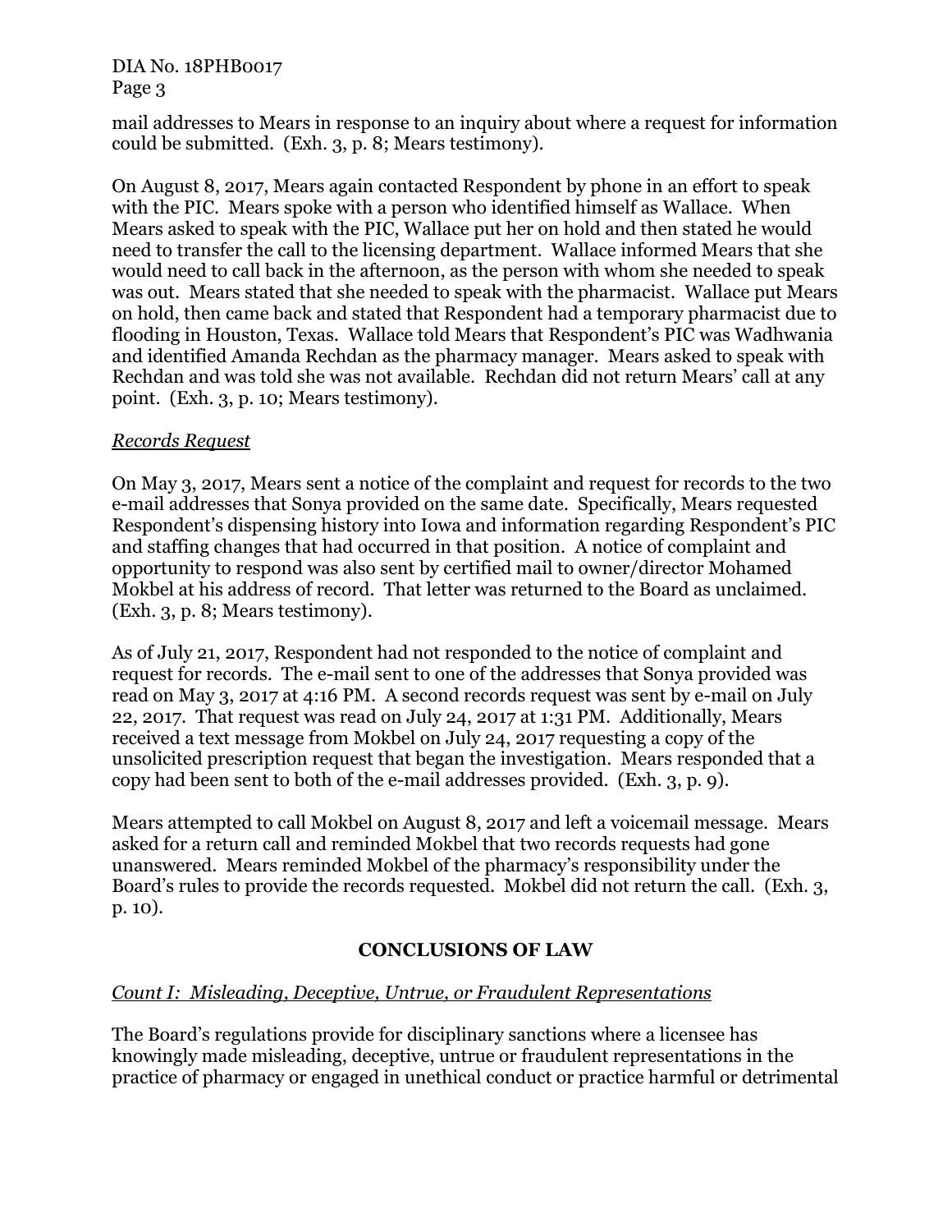mail addresses to Mears in response to an inquiry about where a request for information could be submitted. (Exh. 3, p. 8; Mears testimony).

On August 8, 2017, Mears again contacted Respondent by phone in an effort to speak with the PIC. Mears spoke with a person who identified himself as Wallace. When Mears asked to speak with the PIC, Wallace put her on hold and then stated he would need to transfer the call to the licensing department. Wallace informed Mears that she would need to call back in the afternoon, as the person with whom she needed to speak was out. Mears stated that she needed to speak with the pharmacist. Wallace put Mears on hold, then came back and stated that Respondent had a temporary pharmacist due to flooding in Houston, Texas. Wallace told Mears that Respondent's PIC was Wadhwania and identified Amanda Rechdan as the pharmacy manager. Mears asked to speak with Rechdan and was told she was not available. Rechdan did not return Mears' call at any point. (Exh. 3, p. 10; Mears testimony).

*Records Request*

On May 3, 2017, Mears sent a notice of the complaint and request for records to the two e-mail addresses that Sonya provided on the same date. Specifically, Mears requested Respondent's dispensing history into Iowa and information regarding Respondent's PIC and staffing changes that had occurred in that position. A notice of complaint and opportunity to respond was also sent by certified mail to owner/director Mohamed Mokbel at his address of record. That letter was returned to the Board as unclaimed. (Exh. 3, p. 8; Mears testimony).

As of July 21, 2017, Respondent had not responded to the notice of complaint and request for records. The e-mail sent to one of the addresses that Sonya provided was read on May 3, 2017 at 4:16 PM. A second records request was sent by e-mail on July 22, 2017. That request was read on July 24, 2017 at 1:31 PM. Additionally, Mears received a text message from Mokbel on July 24, 2017 requesting a copy of the unsolicited prescription request that began the investigation. Mears responded that a copy had been sent to both of the e-mail addresses provided. (Exh. 3, p. 9).

Mears attempted to call Mokbel on August 8, 2017 and left a voicemail message. Mears asked for a return call and reminded Mokbel that two records requests had gone unanswered. Mears reminded Mokbel of the pharmacy's responsibility under the Board's rules to provide the records requested. Mokbel did not return the call. (Exh. 3, p. 10).

## CONCLUSIONS OF LAW

*Count I: Misleading, Deceptive, Untrue, or Fraudulent Representations*

The Board's regulations provide for disciplinary sanctions where a licensee has knowingly made misleading, deceptive, untrue or fraudulent representations in the practice of pharmacy or engaged in unethical conduct or practice harmful or detrimental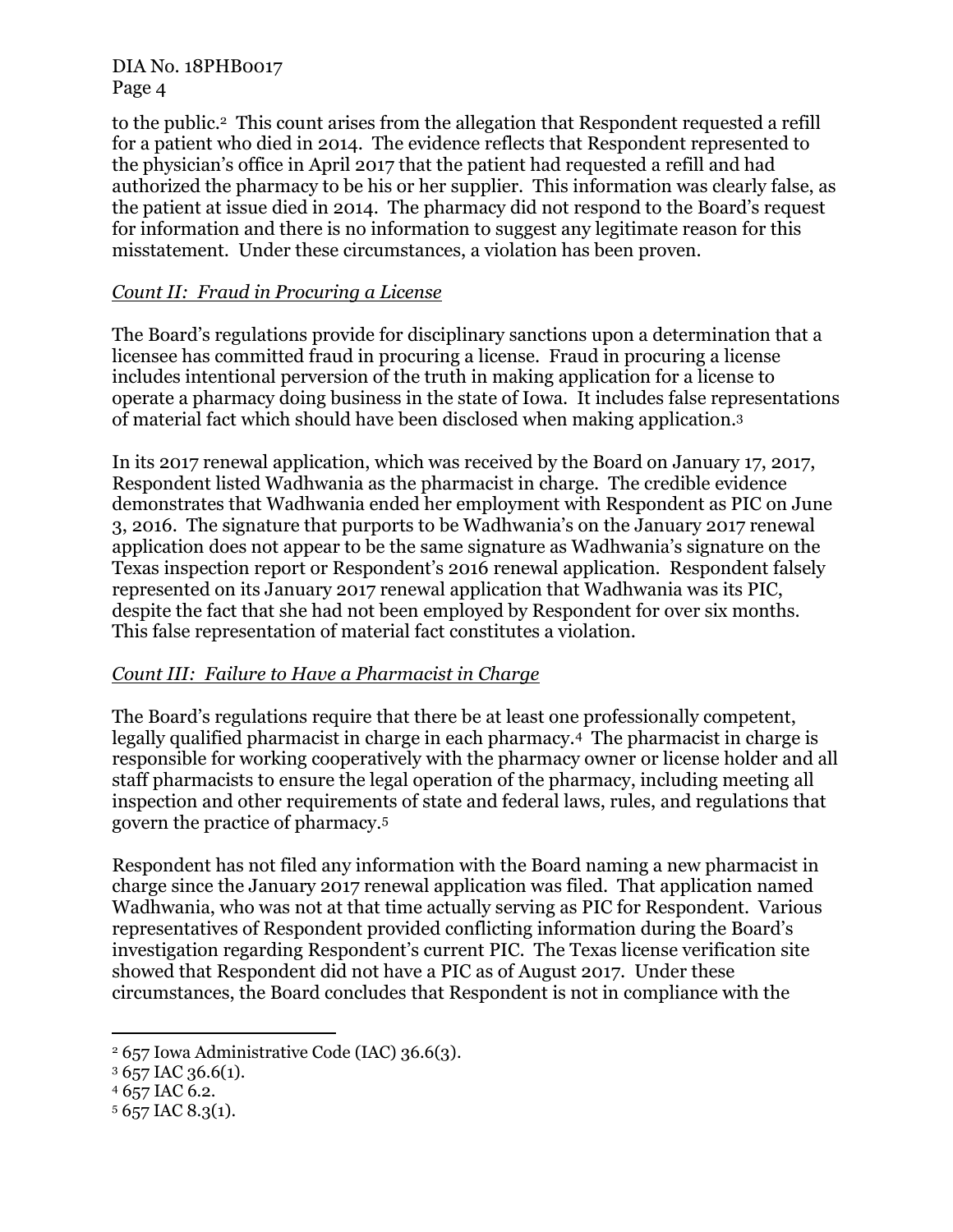to the public.[2] This count arises from the allegation that Respondent requested a refill for a patient who died in 2014. The evidence reflects that Respondent represented to the physician's office in April 2017 that the patient had requested a refill and had authorized the pharmacy to be his or her supplier. This information was clearly false, as the patient at issue died in 2014. The pharmacy did not respond to the Board's request for information and there is no information to suggest any legitimate reason for this misstatement. Under these circumstances, a violation has been proven.

*Count II: Fraud in Procuring a License*

The Board's regulations provide for disciplinary sanctions upon a determination that a licensee has committed fraud in procuring a license. Fraud in procuring a license includes intentional perversion of the truth in making application for a license to operate a pharmacy doing business in the state of Iowa. It includes false representations of material fact which should have been disclosed when making application.[3]

In its 2017 renewal application, which was received by the Board on January 17, 2017, Respondent listed Wadhwania as the pharmacist in charge. The credible evidence demonstrates that Wadhwania ended her employment with Respondent as PIC on June 3, 2016. The signature that purports to be Wadhwania's on the January 2017 renewal application does not appear to be the same signature as Wadhwania's signature on the Texas inspection report or Respondent's 2016 renewal application. Respondent falsely represented on its January 2017 renewal application that Wadhwania was its PIC, despite the fact that she had not been employed by Respondent for over six months. This false representation of material fact constitutes a violation.

*Count III: Failure to Have a Pharmacist in Charge*

The Board's regulations require that there be at least one professionally competent, legally qualified pharmacist in charge in each pharmacy.[4] The pharmacist in charge is responsible for working cooperatively with the pharmacy owner or license holder and all staff pharmacists to ensure the legal operation of the pharmacy, including meeting all inspection and other requirements of state and federal laws, rules, and regulations that govern the practice of pharmacy.[5]

Respondent has not filed any information with the Board naming a new pharmacist in charge since the January 2017 renewal application was filed. That application named Wadhwania, who was not at that time actually serving as PIC for Respondent. Various representatives of Respondent provided conflicting information during the Board's investigation regarding Respondent's current PIC. The Texas license verification site showed that Respondent did not have a PIC as of August 2017. Under these circumstances, the Board concludes that Respondent is not in compliance with the

---

[2] 657 Iowa Administrative Code (IAC) 36.6(3).
[3] 657 IAC 36.6(1).
[4] 657 IAC 6.2.
[5] 657 IAC 8.3(1).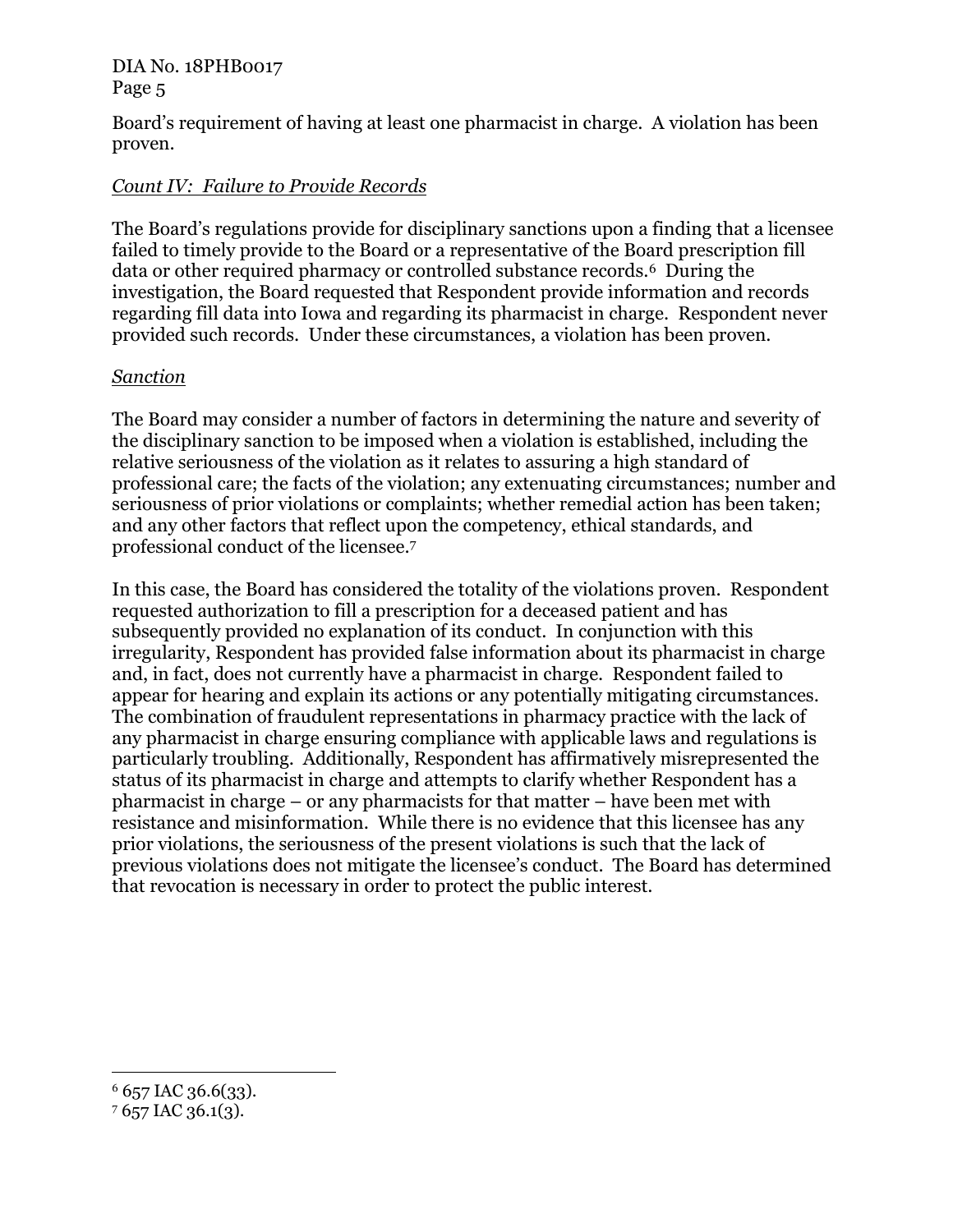Board's requirement of having at least one pharmacist in charge. A violation has been proven.

*Count IV: Failure to Provide Records*

The Board's regulations provide for disciplinary sanctions upon a finding that a licensee failed to timely provide to the Board or a representative of the Board prescription fill data or other required pharmacy or controlled substance records.[6] During the investigation, the Board requested that Respondent provide information and records regarding fill data into Iowa and regarding its pharmacist in charge. Respondent never provided such records. Under these circumstances, a violation has been proven.

*Sanction*

The Board may consider a number of factors in determining the nature and severity of the disciplinary sanction to be imposed when a violation is established, including the relative seriousness of the violation as it relates to assuring a high standard of professional care; the facts of the violation; any extenuating circumstances; number and seriousness of prior violations or complaints; whether remedial action has been taken; and any other factors that reflect upon the competency, ethical standards, and professional conduct of the licensee.[7]

In this case, the Board has considered the totality of the violations proven. Respondent requested authorization to fill a prescription for a deceased patient and has subsequently provided no explanation of its conduct. In conjunction with this irregularity, Respondent has provided false information about its pharmacist in charge and, in fact, does not currently have a pharmacist in charge. Respondent failed to appear for hearing and explain its actions or any potentially mitigating circumstances. The combination of fraudulent representations in pharmacy practice with the lack of any pharmacist in charge ensuring compliance with applicable laws and regulations is particularly troubling. Additionally, Respondent has affirmatively misrepresented the status of its pharmacist in charge and attempts to clarify whether Respondent has a pharmacist in charge – or any pharmacists for that matter – have been met with resistance and misinformation. While there is no evidence that this licensee has any prior violations, the seriousness of the present violations is such that the lack of previous violations does not mitigate the licensee's conduct. The Board has determined that revocation is necessary in order to protect the public interest.

---

[6] 657 IAC 36.6(33).

[7] 657 IAC 36.1(3).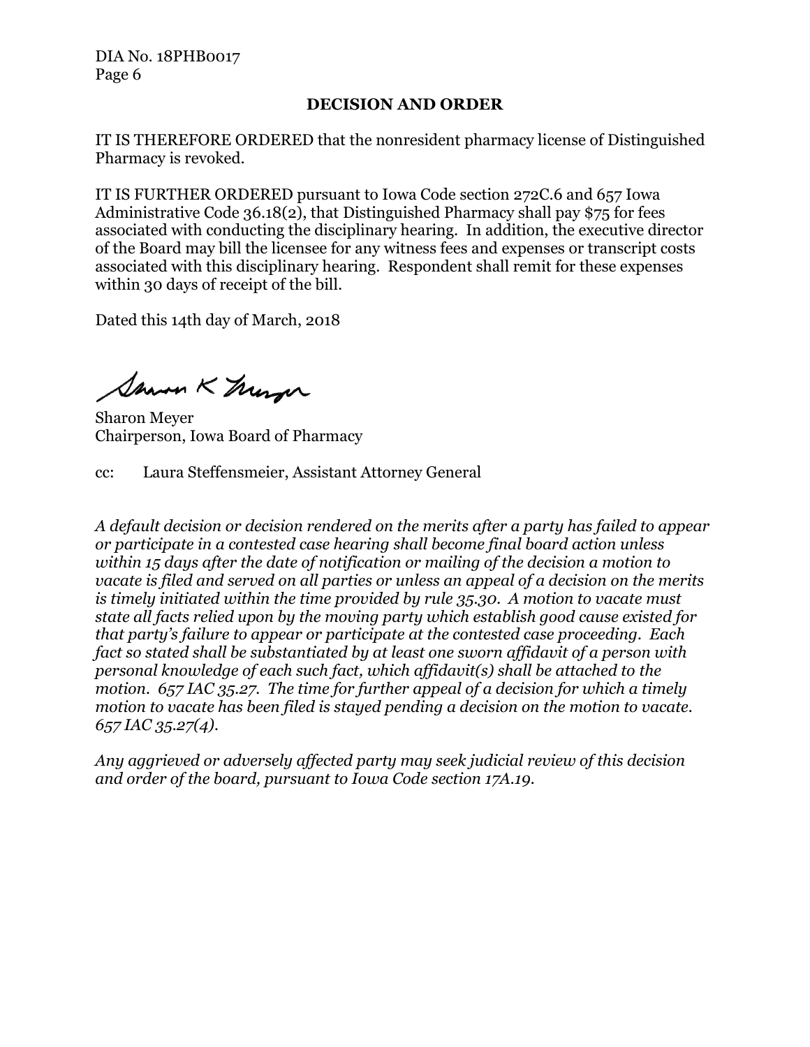DIA No. 18PHB0017

## DECISION AND ORDER

IT IS THEREFORE ORDERED that the nonresident pharmacy license of Distinguished Pharmacy is revoked.

IT IS FURTHER ORDERED pursuant to Iowa Code section 272C.6 and 657 Iowa Administrative Code 36.18(2), that Distinguished Pharmacy shall pay $75 for fees associated with conducting the disciplinary hearing. In addition, the executive director of the Board may bill the licensee for any witness fees and expenses or transcript costs associated with this disciplinary hearing. Respondent shall remit for these expenses within 30 days of receipt of the bill.

Dated this 14th day of March, 2018

Sharon Meyer
Chairperson, Iowa Board of Pharmacy

cc: Laura Steffensmeier, Assistant Attorney General

*A default decision or decision rendered on the merits after a party has failed to appear or participate in a contested case hearing shall become final board action unless within 15 days after the date of notification or mailing of the decision a motion to vacate is filed and served on all parties or unless an appeal of a decision on the merits is timely initiated within the time provided by rule 35.30. A motion to vacate must state all facts relied upon by the moving party which establish good cause existed for that party's failure to appear or participate at the contested case proceeding. Each fact so stated shall be substantiated by at least one sworn affidavit of a person with personal knowledge of each such fact, which affidavit(s) shall be attached to the motion. 657 IAC 35.27. The time for further appeal of a decision for which a timely motion to vacate has been filed is stayed pending a decision on the motion to vacate. 657 IAC 35.27(4).*

*Any aggrieved or adversely affected party may seek judicial review of this decision and order of the board, pursuant to Iowa Code section 17A.19.*